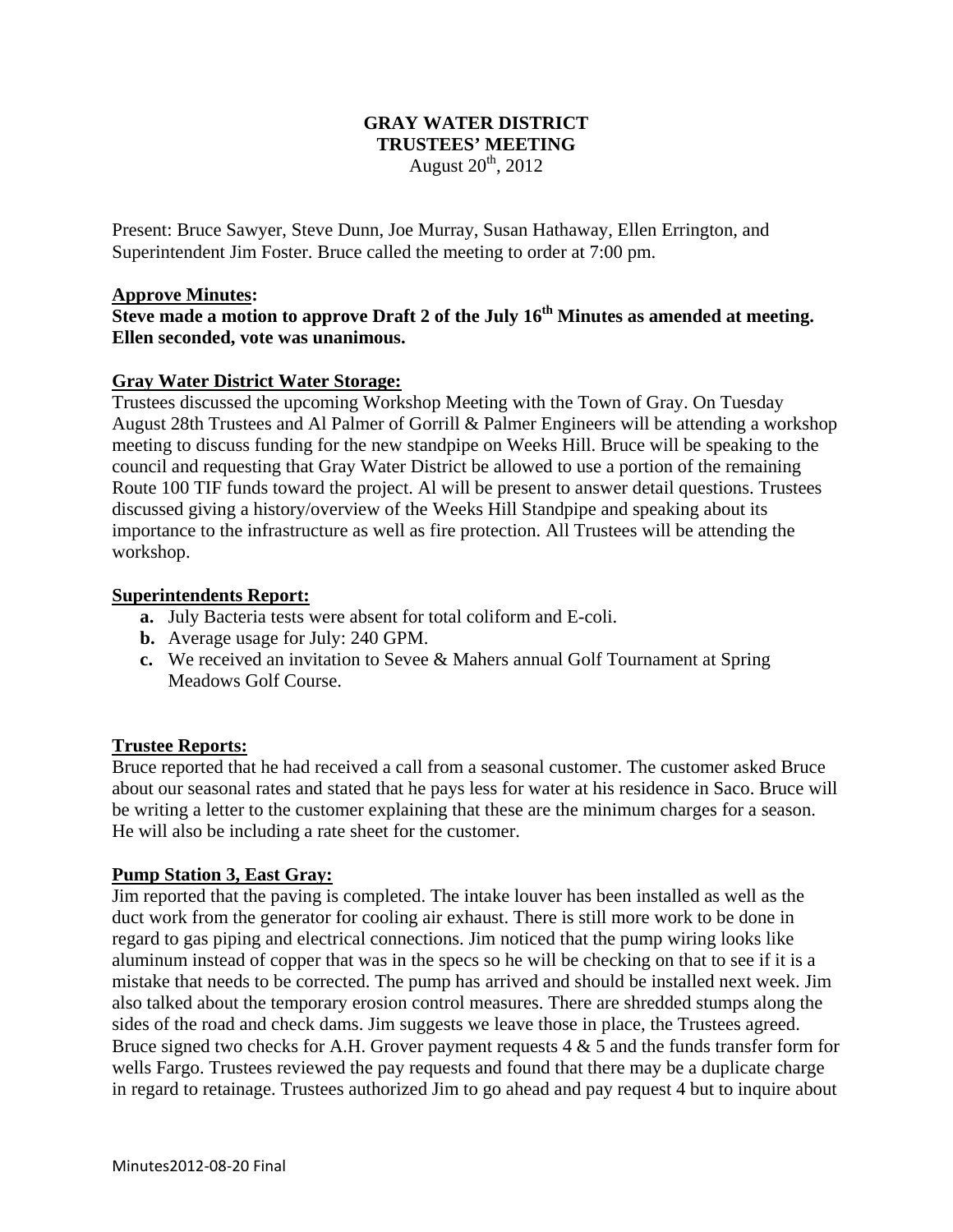# GRAY WATER DISTRICT
## TRUSTEES' MEETING
August 20th, 2012

Present: Bruce Sawyer, Steve Dunn, Joe Murray, Susan Hathaway, Ellen Errington, and Superintendent Jim Foster. Bruce called the meeting to order at 7:00 pm.

**Approve Minutes:**

**Steve made a motion to approve Draft 2 of the July 16th Minutes as amended at meeting. Ellen seconded, vote was unanimous.**

**Gray Water District Water Storage:**

Trustees discussed the upcoming Workshop Meeting with the Town of Gray. On Tuesday August 28th Trustees and Al Palmer of Gorrill & Palmer Engineers will be attending a workshop meeting to discuss funding for the new standpipe on Weeks Hill. Bruce will be speaking to the council and requesting that Gray Water District be allowed to use a portion of the remaining Route 100 TIF funds toward the project. Al will be present to answer detail questions. Trustees discussed giving a history/overview of the Weeks Hill Standpipe and speaking about its importance to the infrastructure as well as fire protection. All Trustees will be attending the workshop.

**Superintendents Report:**

- **a.** July Bacteria tests were absent for total coliform and E-coli.
- **b.** Average usage for July: 240 GPM.
- **c.** We received an invitation to Sevee & Mahers annual Golf Tournament at Spring Meadows Golf Course.

**Trustee Reports:**

Bruce reported that he had received a call from a seasonal customer. The customer asked Bruce about our seasonal rates and stated that he pays less for water at his residence in Saco. Bruce will be writing a letter to the customer explaining that these are the minimum charges for a season. He will also be including a rate sheet for the customer.

**Pump Station 3, East Gray:**

Jim reported that the paving is completed. The intake louver has been installed as well as the duct work from the generator for cooling air exhaust. There is still more work to be done in regard to gas piping and electrical connections. Jim noticed that the pump wiring looks like aluminum instead of copper that was in the specs so he will be checking on that to see if it is a mistake that needs to be corrected. The pump has arrived and should be installed next week. Jim also talked about the temporary erosion control measures. There are shredded stumps along the sides of the road and check dams. Jim suggests we leave those in place, the Trustees agreed. Bruce signed two checks for A.H. Grover payment requests 4 & 5 and the funds transfer form for wells Fargo. Trustees reviewed the pay requests and found that there may be a duplicate charge in regard to retainage. Trustees authorized Jim to go ahead and pay request 4 but to inquire about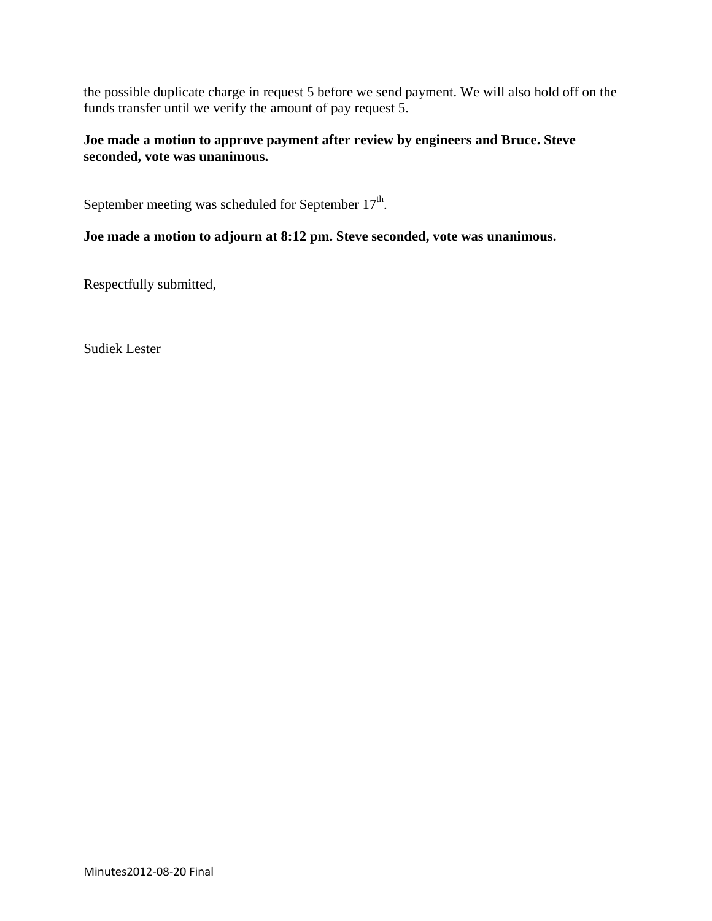the possible duplicate charge in request 5 before we send payment. We will also hold off on the funds transfer until we verify the amount of pay request 5.

**Joe made a motion to approve payment after review by engineers and Bruce. Steve seconded, vote was unanimous.**

September meeting was scheduled for September 17th.

**Joe made a motion to adjourn at 8:12 pm. Steve seconded, vote was unanimous.**

Respectfully submitted,

Sudiek Lester